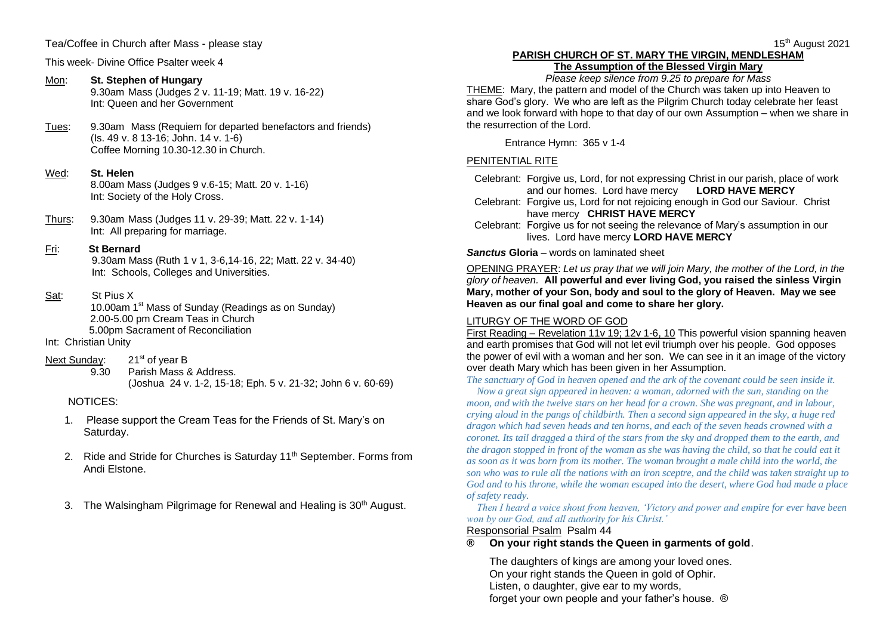Tea/Coffee in Church after Mass - please stay

This week- Divine Office Psalter week 4

Mon: **St. Stephen of Hungary**
9.30am Mass (Judges 2 v. 11-19; Matt. 19 v. 16-22)
Int: Queen and her Government

Tues: 9.30am Mass (Requiem for departed benefactors and friends)
(Is. 49 v. 8 13-16; John. 14 v. 1-6)
Coffee Morning 10.30-12.30 in Church.

Wed: **St. Helen**
8.00am Mass (Judges 9 v.6-15; Matt. 20 v. 1-16)
Int: Society of the Holy Cross.

Thurs: 9.30am Mass (Judges 11 v. 29-39; Matt. 22 v. 1-14)
Int: All preparing for marriage.

Fri: **St Bernard**
9.30am Mass (Ruth 1 v 1, 3-6,14-16, 22; Matt. 22 v. 34-40)
Int: Schools, Colleges and Universities.

Sat: St Pius X
10.00am 1st Mass of Sunday (Readings as on Sunday)
2.00-5.00 pm Cream Teas in Church
5.00pm Sacrament of Reconciliation
Int: Christian Unity

Next Sunday: 21st of year B
9.30 Parish Mass & Address.
(Joshua 24 v. 1-2, 15-18; Eph. 5 v. 21-32; John 6 v. 60-69)

NOTICES:

1. Please support the Cream Teas for the Friends of St. Mary's on Saturday.
2. Ride and Stride for Churches is Saturday 11th September. Forms from Andi Elstone.
3. The Walsingham Pilgrimage for Renewal and Healing is 30th August.

15th August 2021

## PARISH CHURCH OF ST. MARY THE VIRGIN, MENDLESHAM
### The Assumption of the Blessed Virgin Mary

*Please keep silence from 9.25 to prepare for Mass*

THEME: Mary, the pattern and model of the Church was taken up into Heaven to share God's glory. We who are left as the Pilgrim Church today celebrate her feast and we look forward with hope to that day of our own Assumption – when we share in the resurrection of the Lord.

Entrance Hymn: 365 v 1-4

PENITENTIAL RITE

Celebrant: Forgive us, Lord, for not expressing Christ in our parish, place of work and our homes. Lord have mercy **LORD HAVE MERCY**
Celebrant: Forgive us, Lord for not rejoicing enough in God our Saviour. Christ have mercy **CHRIST HAVE MERCY**
Celebrant: Forgive us for not seeing the relevance of Mary's assumption in our lives. Lord have mercy **LORD HAVE MERCY**

***Sanctus* Gloria** – words on laminated sheet

OPENING PRAYER: *Let us pray that we will join Mary, the mother of the Lord, in the glory of heaven.* **All powerful and ever living God, you raised the sinless Virgin Mary, mother of your Son, body and soul to the glory of Heaven. May we see Heaven as our final goal and come to share her glory.**

LITURGY OF THE WORD OF GOD

First Reading – Revelation 11v 19; 12v 1-6, 10 This powerful vision spanning heaven and earth promises that God will not let evil triumph over his people. God opposes the power of evil with a woman and her son. We can see in it an image of the victory over death Mary which has been given in her Assumption.

*The sanctuary of God in heaven opened and the ark of the covenant could be seen inside it.*
*Now a great sign appeared in heaven: a woman, adorned with the sun, standing on the moon, and with the twelve stars on her head for a crown. She was pregnant, and in labour, crying aloud in the pangs of childbirth. Then a second sign appeared in the sky, a huge red dragon which had seven heads and ten horns, and each of the seven heads crowned with a coronet. Its tail dragged a third of the stars from the sky and dropped them to the earth, and the dragon stopped in front of the woman as she was having the child, so that he could eat it as soon as it was born from its mother. The woman brought a male child into the world, the son who was to rule all the nations with an iron sceptre, and the child was taken straight up to God and to his throne, while the woman escaped into the desert, where God had made a place of safety ready.*
*Then I heard a voice shout from heaven, 'Victory and power and empire for ever have been won by our God, and all authority for his Christ.'*

Responsorial Psalm Psalm 44

**® On your right stands the Queen in garments of gold**.

The daughters of kings are among your loved ones.
On your right stands the Queen in gold of Ophir.
Listen, o daughter, give ear to my words,
forget your own people and your father's house. ®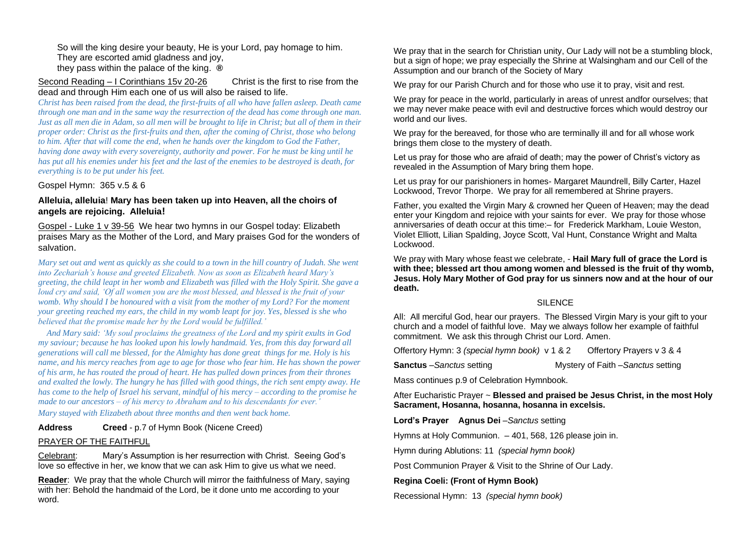So will the king desire your beauty, He is your Lord, pay homage to him.
They are escorted amid gladness and joy,
they pass within the palace of the king. ®

Second Reading – I Corinthians 15v 20-26 Christ is the first to rise from the dead and through Him each one of us will also be raised to life.

*Christ has been raised from the dead, the first-fruits of all who have fallen asleep. Death came through one man and in the same way the resurrection of the dead has come through one man. Just as all men die in Adam, so all men will be brought to life in Christ; but all of them in their proper order: Christ as the first-fruits and then, after the coming of Christ, those who belong to him. After that will come the end, when he hands over the kingdom to God the Father, having done away with every sovereignty, authority and power. For he must be king until he has put all his enemies under his feet and the last of the enemies to be destroyed is death, for everything is to be put under his feet.*

Gospel Hymn: 365 v.5 & 6

**Alleluia, alleluia**! **Mary has been taken up into Heaven, all the choirs of angels are rejoicing. Alleluia!**

Gospel - Luke 1 v 39-56 We hear two hymns in our Gospel today: Elizabeth praises Mary as the Mother of the Lord, and Mary praises God for the wonders of salvation.

*Mary set out and went as quickly as she could to a town in the hill country of Judah. She went into Zechariah's house and greeted Elizabeth. Now as soon as Elizabeth heard Mary's greeting, the child leapt in her womb and Elizabeth was filled with the Holy Spirit. She gave a loud cry and said, 'Of all women you are the most blessed, and blessed is the fruit of your womb. Why should I be honoured with a visit from the mother of my Lord? For the moment your greeting reached my ears, the child in my womb leapt for joy. Yes, blessed is she who believed that the promise made her by the Lord would be fulfilled.'*

*And Mary said: 'My soul proclaims the greatness of the Lord and my spirit exults in God my saviour; because he has looked upon his lowly handmaid. Yes, from this day forward all generations will call me blessed, for the Almighty has done great things for me. Holy is his name, and his mercy reaches from age to age for those who fear him. He has shown the power of his arm, he has routed the proud of heart. He has pulled down princes from their thrones and exalted the lowly. The hungry he has filled with good things, the rich sent empty away. He has come to the help of Israel his servant, mindful of his mercy – according to the promise he made to our ancestors – of his mercy to Abraham and to his descendants for ever.'*

*Mary stayed with Elizabeth about three months and then went back home.*

**Address** **Creed** - p.7 of Hymn Book (Nicene Creed)

PRAYER OF THE FAITHFUL

Celebrant: Mary's Assumption is her resurrection with Christ. Seeing God's love so effective in her, we know that we can ask Him to give us what we need.

**Reader**: We pray that the whole Church will mirror the faithfulness of Mary, saying with her: Behold the handmaid of the Lord, be it done unto me according to your word.

We pray that in the search for Christian unity, Our Lady will not be a stumbling block, but a sign of hope; we pray especially the Shrine at Walsingham and our Cell of the Assumption and our branch of the Society of Mary

We pray for our Parish Church and for those who use it to pray, visit and rest.

We pray for peace in the world, particularly in areas of unrest andfor ourselves; that we may never make peace with evil and destructive forces which would destroy our world and our lives.

We pray for the bereaved, for those who are terminally ill and for all whose work brings them close to the mystery of death.

Let us pray for those who are afraid of death; may the power of Christ's victory as revealed in the Assumption of Mary bring them hope.

Let us pray for our parishioners in homes- Margaret Maundrell, Billy Carter, Hazel Lockwood, Trevor Thorpe. We pray for all remembered at Shrine prayers.

Father, you exalted the Virgin Mary & crowned her Queen of Heaven; may the dead enter your Kingdom and rejoice with your saints for ever. We pray for those whose anniversaries of death occur at this time:– for Frederick Markham, Louie Weston, Violet Elliott, Lilian Spalding, Joyce Scott, Val Hunt, Constance Wright and Malta Lockwood.

We pray with Mary whose feast we celebrate, - **Hail Mary full of grace the Lord is with thee; blessed art thou among women and blessed is the fruit of thy womb, Jesus. Holy Mary Mother of God pray for us sinners now and at the hour of our death.**

SILENCE

All: All merciful God, hear our prayers. The Blessed Virgin Mary is your gift to your church and a model of faithful love. May we always follow her example of faithful commitment. We ask this through Christ our Lord. Amen.

Offertory Hymn: 3 *(special hymn book)* v 1 & 2 Offertory Prayers v 3 & 4

**Sanctus** –*Sanctus* setting Mystery of Faith –*Sanctus* setting

Mass continues p.9 of Celebration Hymnbook.

After Eucharistic Prayer ~ **Blessed and praised be Jesus Christ, in the most Holy Sacrament, Hosanna, hosanna, hosanna in excelsis.**

**Lord's Prayer Agnus Dei** –*Sanctus* setting

Hymns at Holy Communion. – 401, 568, 126 please join in.

Hymn during Ablutions: 11 *(special hymn book)*

Post Communion Prayer & Visit to the Shrine of Our Lady.

**Regina Coeli: (Front of Hymn Book)**

Recessional Hymn: 13 *(special hymn book)*